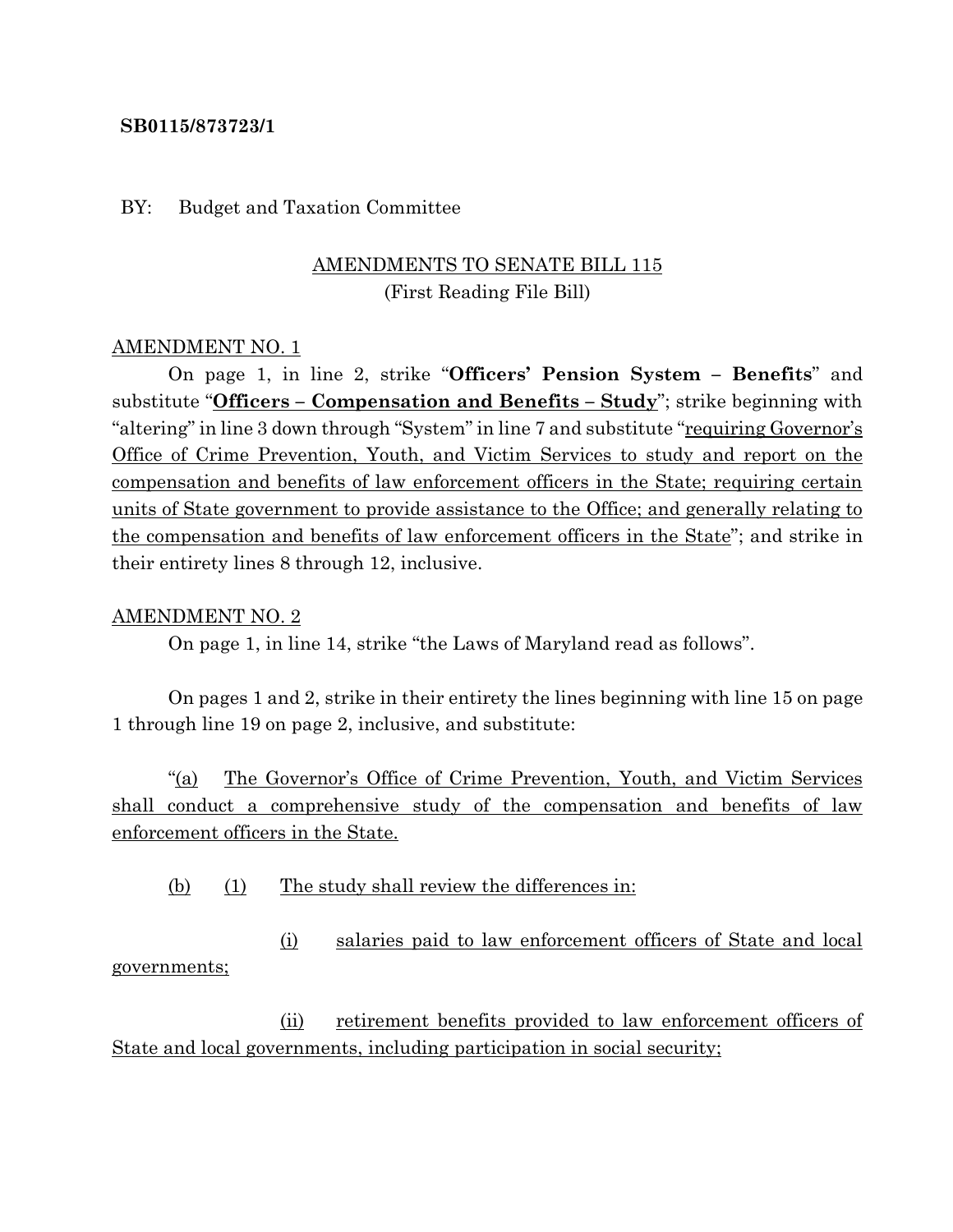**SB0115/873723/1**

BY: Budget and Taxation Committee

AMENDMENTS TO SENATE BILL 115
(First Reading File Bill)

AMENDMENT NO. 1

On page 1, in line 2, strike "**Officers' Pension System – Benefits**" and substitute "**Officers – Compensation and Benefits – Study**"; strike beginning with "altering" in line 3 down through "System" in line 7 and substitute "requiring Governor's Office of Crime Prevention, Youth, and Victim Services to study and report on the compensation and benefits of law enforcement officers in the State; requiring certain units of State government to provide assistance to the Office; and generally relating to the compensation and benefits of law enforcement officers in the State"; and strike in their entirety lines 8 through 12, inclusive.

AMENDMENT NO. 2

On page 1, in line 14, strike "the Laws of Maryland read as follows".

On pages 1 and 2, strike in their entirety the lines beginning with line 15 on page 1 through line 19 on page 2, inclusive, and substitute:

"(a) The Governor's Office of Crime Prevention, Youth, and Victim Services shall conduct a comprehensive study of the compensation and benefits of law enforcement officers in the State.

(b) (1) The study shall review the differences in:

(i) salaries paid to law enforcement officers of State and local governments;

(ii) retirement benefits provided to law enforcement officers of State and local governments, including participation in social security;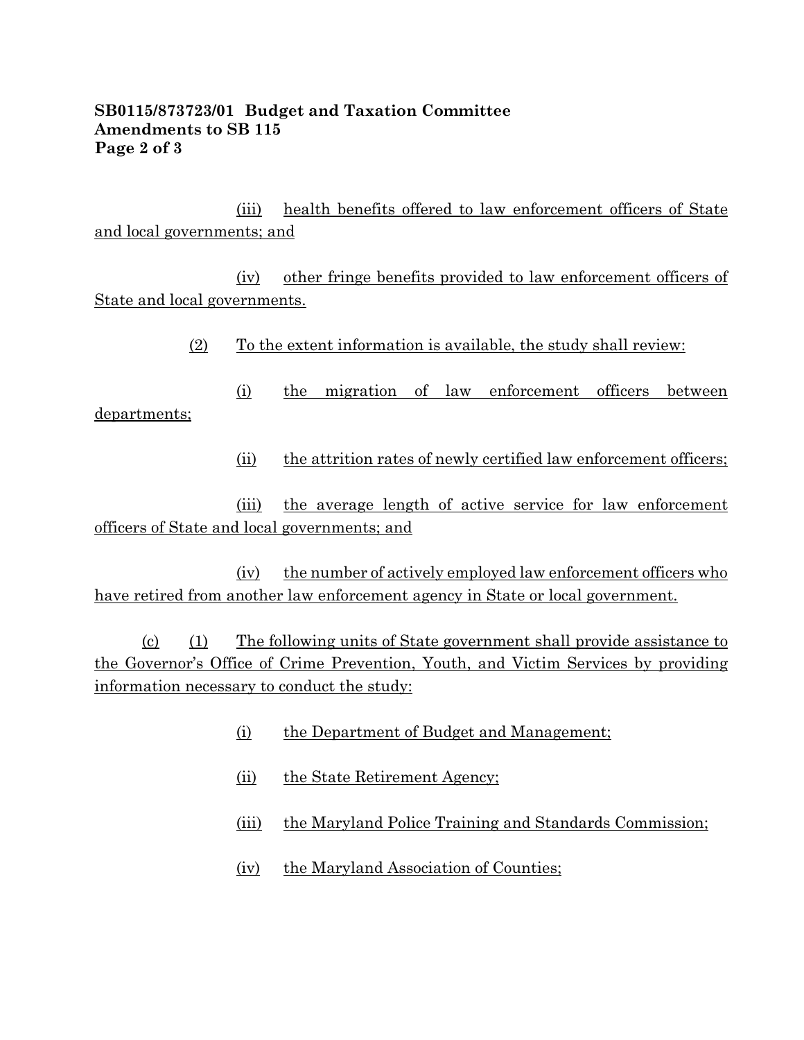(iii) health benefits offered to law enforcement officers of State and local governments; and

(iv) other fringe benefits provided to law enforcement officers of State and local governments.

(2) To the extent information is available, the study shall review:

(i) the migration of law enforcement officers between departments;

(ii) the attrition rates of newly certified law enforcement officers;

(iii) the average length of active service for law enforcement officers of State and local governments; and

(iv) the number of actively employed law enforcement officers who have retired from another law enforcement agency in State or local government.

(c) (1) The following units of State government shall provide assistance to the Governor's Office of Crime Prevention, Youth, and Victim Services by providing information necessary to conduct the study:

(i) the Department of Budget and Management;

(ii) the State Retirement Agency;

(iii) the Maryland Police Training and Standards Commission;

(iv) the Maryland Association of Counties;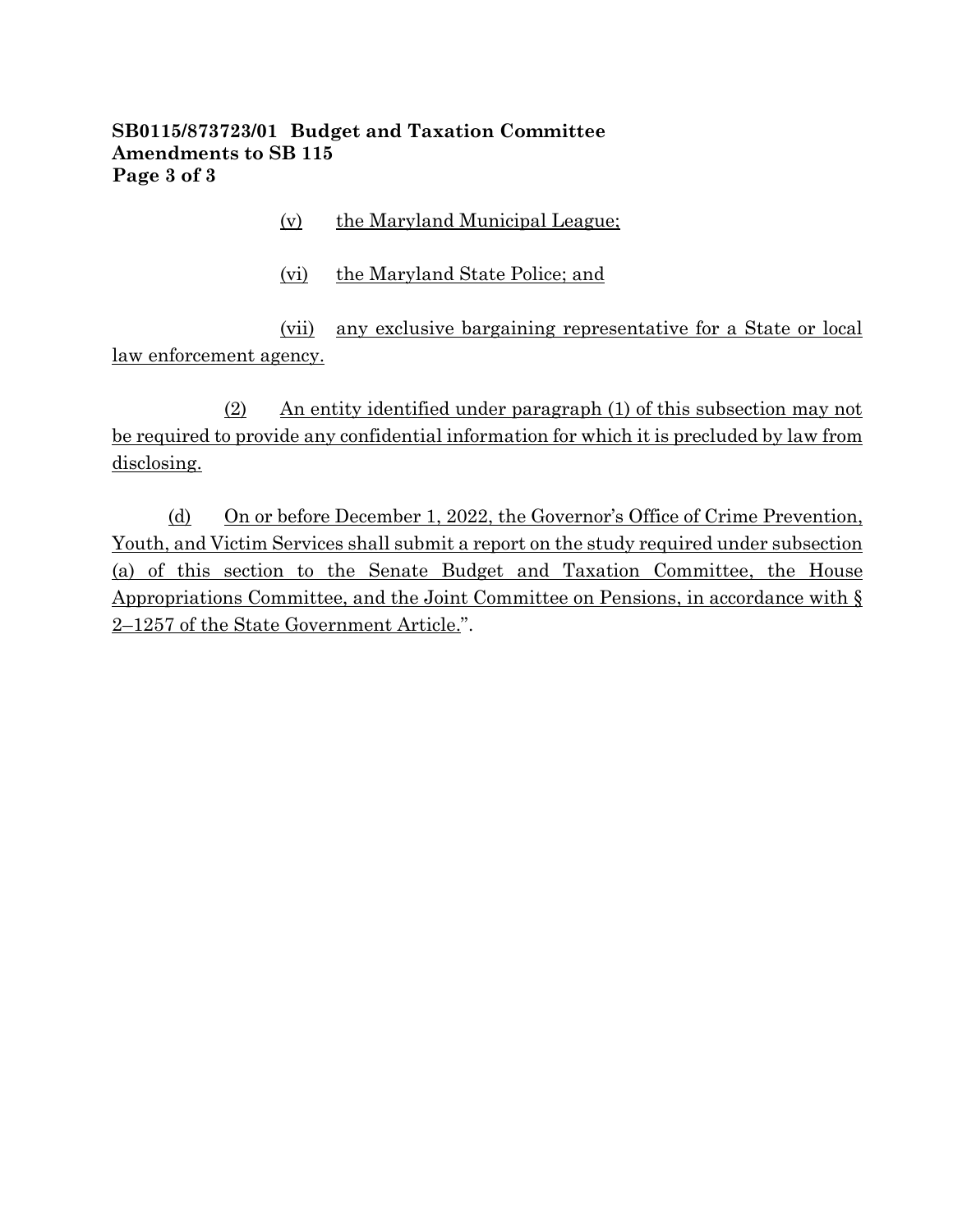**SB0115/873723/01 Budget and Taxation Committee**
**Amendments to SB 115**

(v) the Maryland Municipal League;

(vi) the Maryland State Police; and

(vii) any exclusive bargaining representative for a State or local law enforcement agency.

(2) An entity identified under paragraph (1) of this subsection may not be required to provide any confidential information for which it is precluded by law from disclosing.

(d) On or before December 1, 2022, the Governor's Office of Crime Prevention, Youth, and Victim Services shall submit a report on the study required under subsection (a) of this section to the Senate Budget and Taxation Committee, the House Appropriations Committee, and the Joint Committee on Pensions, in accordance with § 2–1257 of the State Government Article.".